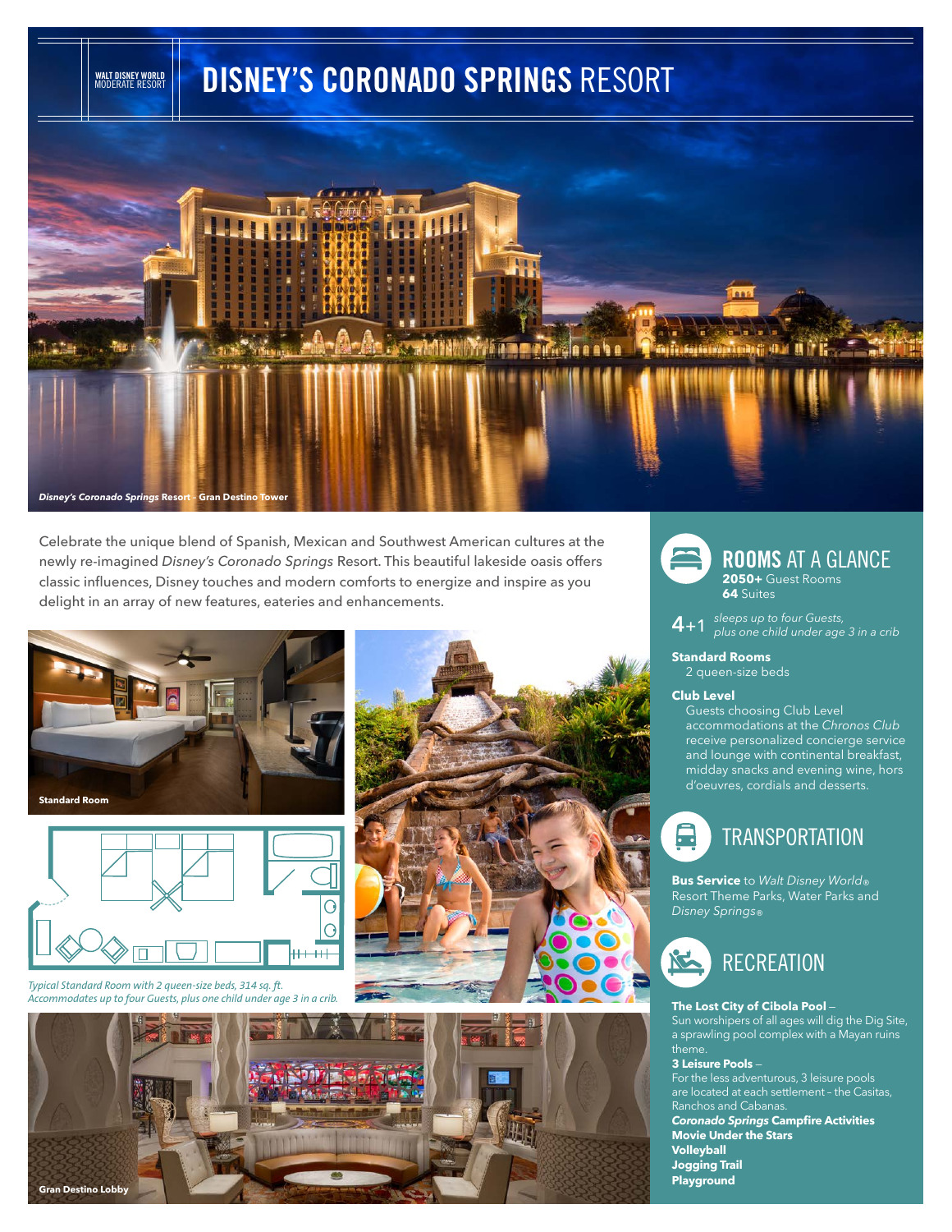WALT DISNEY WORLD
MODERATE RESORT

# DISNEY'S CORONADO SPRINGS RESORT

*Disney's Coronado Springs* **Resort – Gran Destino Tower**

Celebrate the unique blend of Spanish, Mexican and Southwest American cultures at the newly re-imagined *Disney's Coronado Springs* Resort. This beautiful lakeside oasis offers classic influences, Disney touches and modern comforts to energize and inspire as you delight in an array of new features, eateries and enhancements.

**Standard Room**

*Typical Standard Room with 2 queen-size beds, 314 sq. ft. Accommodates up to four Guests, plus one child under age 3 in a crib.*

**Gran Destino Lobby**

## ROOMS AT A GLANCE

**2050+** Guest Rooms
**64** Suites

**4**+1 *sleeps up to four Guests, plus one child under age 3 in a crib*

**Standard Rooms**
2 queen-size beds

**Club Level**
Guests choosing Club Level accommodations at the *Chronos Club* receive personalized concierge service and lounge with continental breakfast, midday snacks and evening wine, hors d'oeuvres, cordials and desserts.

## TRANSPORTATION

**Bus Service** to *Walt Disney World®* Resort Theme Parks, Water Parks and *Disney Springs®*

## RECREATION

**The Lost City of Cibola Pool** –
Sun worshipers of all ages will dig the Dig Site, a sprawling pool complex with a Mayan ruins theme.

**3 Leisure Pools** –
For the less adventurous, 3 leisure pools are located at each settlement – the Casitas, Ranchos and Cabanas.

***Coronado Springs* Campfire Activities**
**Movie Under the Stars**
**Volleyball**
**Jogging Trail**
**Playground**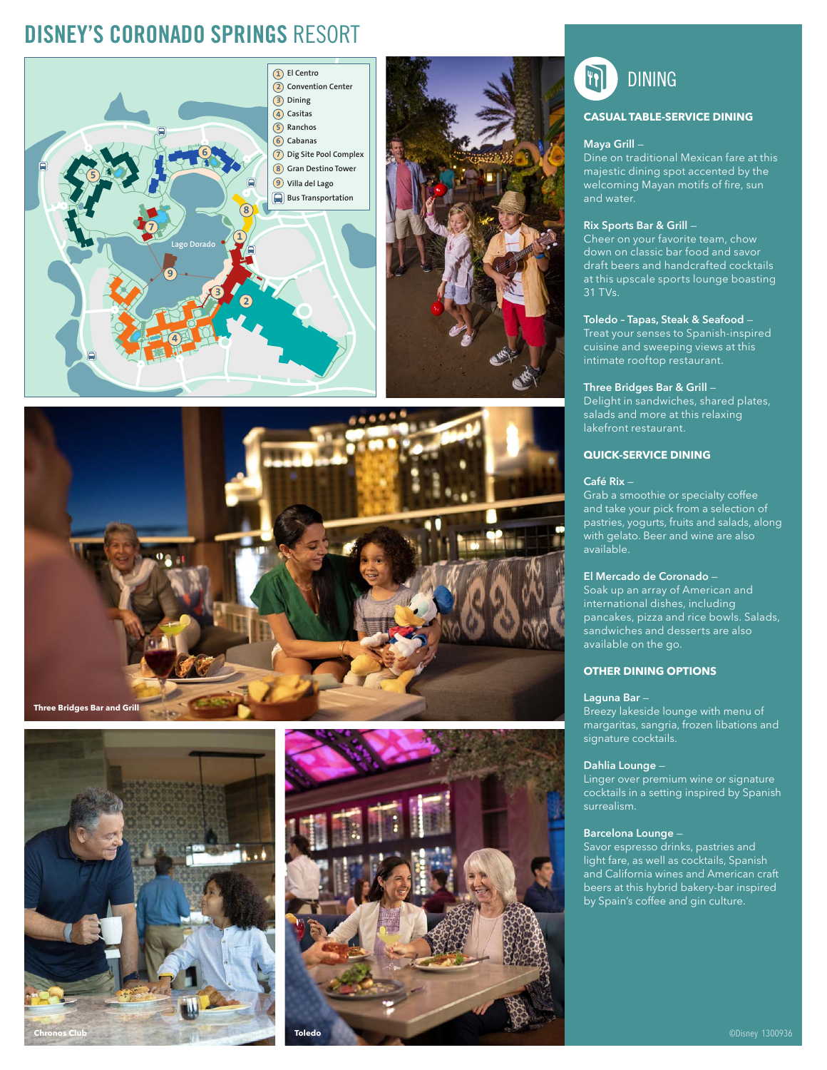# DISNEY'S CORONADO SPRINGS RESORT

1 El Centro
2 Convention Center
3 Dining
4 Casitas
5 Ranchos
6 Cabanas
7 Dig Site Pool Complex
8 Gran Destino Tower
9 Villa del Lago
Bus Transportation

Lago Dorado

Three Bridges Bar and Grill

Chronos Club

Toledo

## DINING

### CASUAL TABLE-SERVICE DINING

**Maya Grill** –
Dine on traditional Mexican fare at this majestic dining spot accented by the welcoming Mayan motifs of fire, sun and water.

**Rix Sports Bar & Grill** –
Cheer on your favorite team, chow down on classic bar food and savor draft beers and handcrafted cocktails at this upscale sports lounge boasting 31 TVs.

**Toledo – Tapas, Steak & Seafood** –
Treat your senses to Spanish-inspired cuisine and sweeping views at this intimate rooftop restaurant.

**Three Bridges Bar & Grill** –
Delight in sandwiches, shared plates, salads and more at this relaxing lakefront restaurant.

### QUICK-SERVICE DINING

**Café Rix** –
Grab a smoothie or specialty coffee and take your pick from a selection of pastries, yogurts, fruits and salads, along with gelato. Beer and wine are also available.

**El Mercado de Coronado** –
Soak up an array of American and international dishes, including pancakes, pizza and rice bowls. Salads, sandwiches and desserts are also available on the go.

### OTHER DINING OPTIONS

**Laguna Bar** –
Breezy lakeside lounge with menu of margaritas, sangria, frozen libations and signature cocktails.

**Dahlia Lounge** –
Linger over premium wine or signature cocktails in a setting inspired by Spanish surrealism.

**Barcelona Lounge** –
Savor espresso drinks, pastries and light fare, as well as cocktails, Spanish and California wines and American craft beers at this hybrid bakery-bar inspired by Spain's coffee and gin culture.

©Disney 1300936